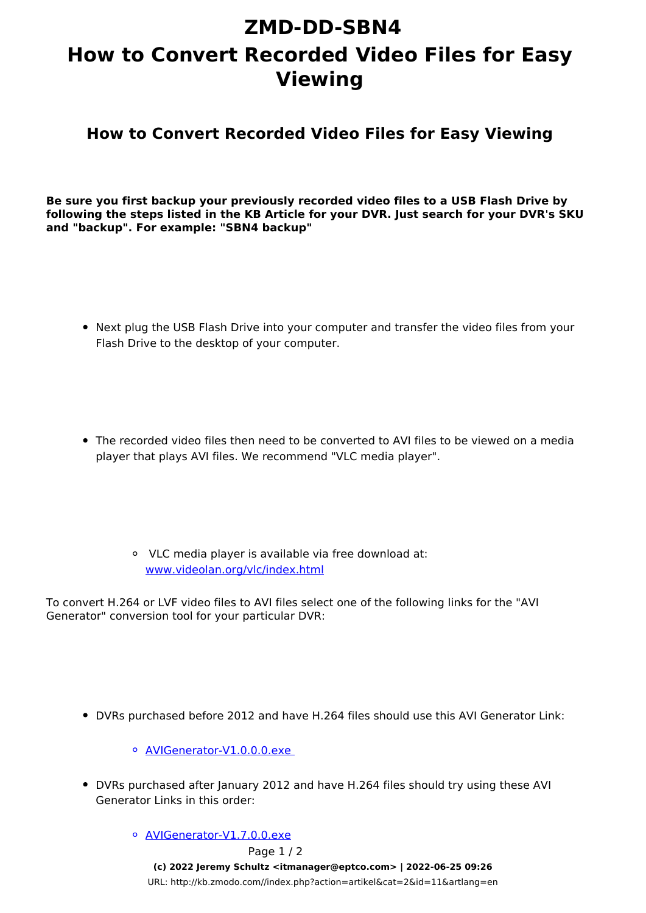# ZMD-DD-SBN4
# How to Convert Recorded Video Files for Easy Viewing

## How to Convert Recorded Video Files for Easy Viewing

**Be sure you first backup your previously recorded video files to a USB Flash Drive by following the steps listed in the KB Article for your DVR. Just search for your DVR's SKU and "backup". For example: "SBN4 backup"**

- Next plug the USB Flash Drive into your computer and transfer the video files from your Flash Drive to the desktop of your computer.

- The recorded video files then need to be converted to AVI files to be viewed on a media player that plays AVI files. We recommend "VLC media player".

  - VLC media player is available via free download at: [www.videolan.org/vlc/index.html](www.videolan.org/vlc/index.html)

To convert H.264 or LVF video files to AVI files select one of the following links for the "AVI Generator" conversion tool for your particular DVR:

- DVRs purchased before 2012 and have H.264 files should use this AVI Generator Link:
  - AVIGenerator-V1.0.0.0.exe

- DVRs purchased after January 2012 and have H.264 files should try using these AVI Generator Links in this order:
  - AVIGenerator-V1.7.0.0.exe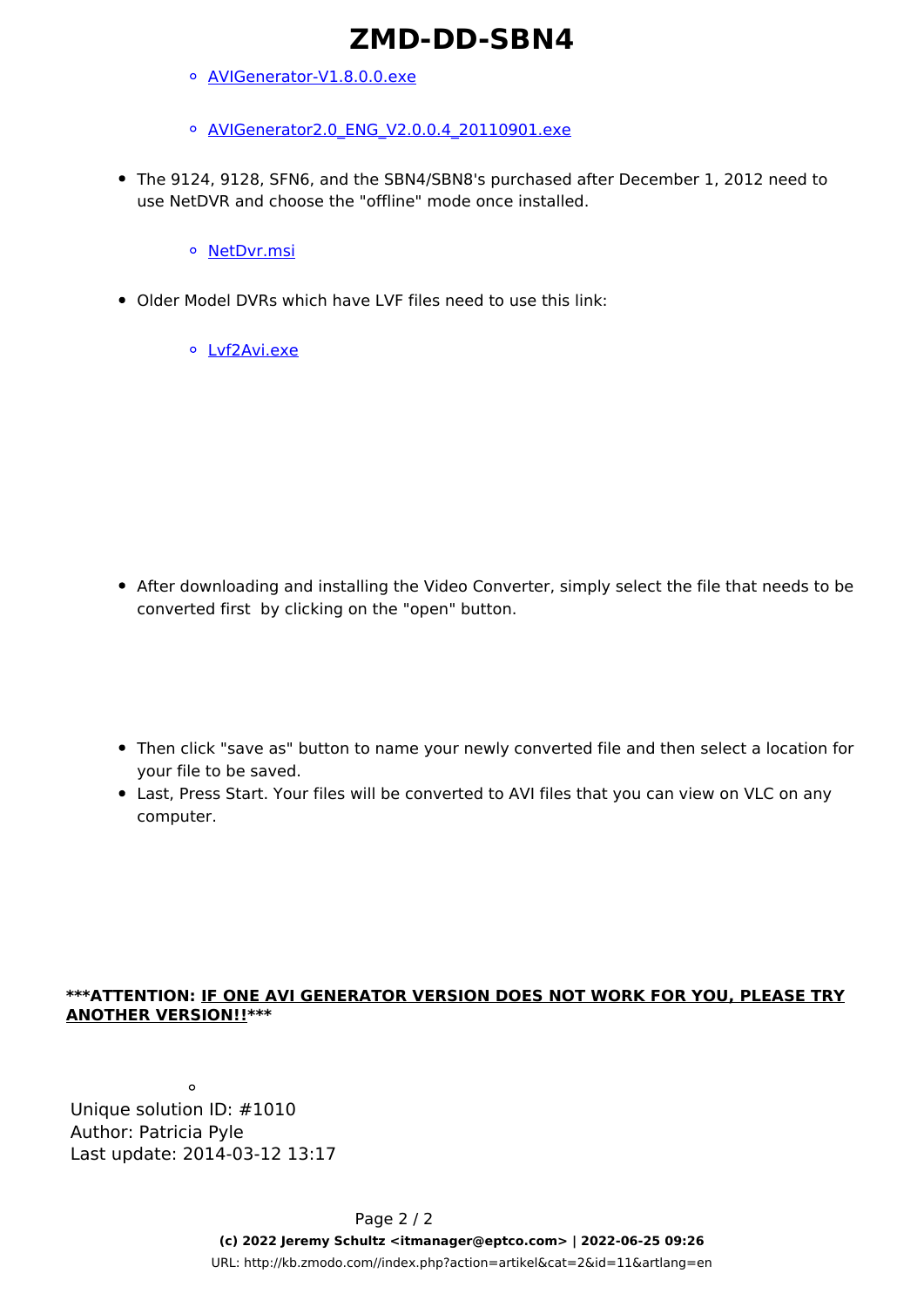- AVIGenerator-V1.8.0.0.exe

- AVIGenerator2.0_ENG_V2.0.0.4_20110901.exe

- The 9124, 9128, SFN6, and the SBN4/SBN8's purchased after December 1, 2012 need to use NetDVR and choose the "offline" mode once installed.

  - NetDvr.msi

- Older Model DVRs which have LVF files need to use this link:

  - Lvf2Avi.exe

- After downloading and installing the Video Converter, simply select the file that needs to be converted first by clicking on the "open" button.

- Then click "save as" button to name your newly converted file and then select a location for your file to be saved.
- Last, Press Start. Your files will be converted to AVI files that you can view on VLC on any computer.

**\*\*\*ATTENTION: IF ONE AVI GENERATOR VERSION DOES NOT WORK FOR YOU, PLEASE TRY ANOTHER VERSION!!\*\*\***

Unique solution ID: #1010
Author: Patricia Pyle
Last update: 2014-03-12 13:17